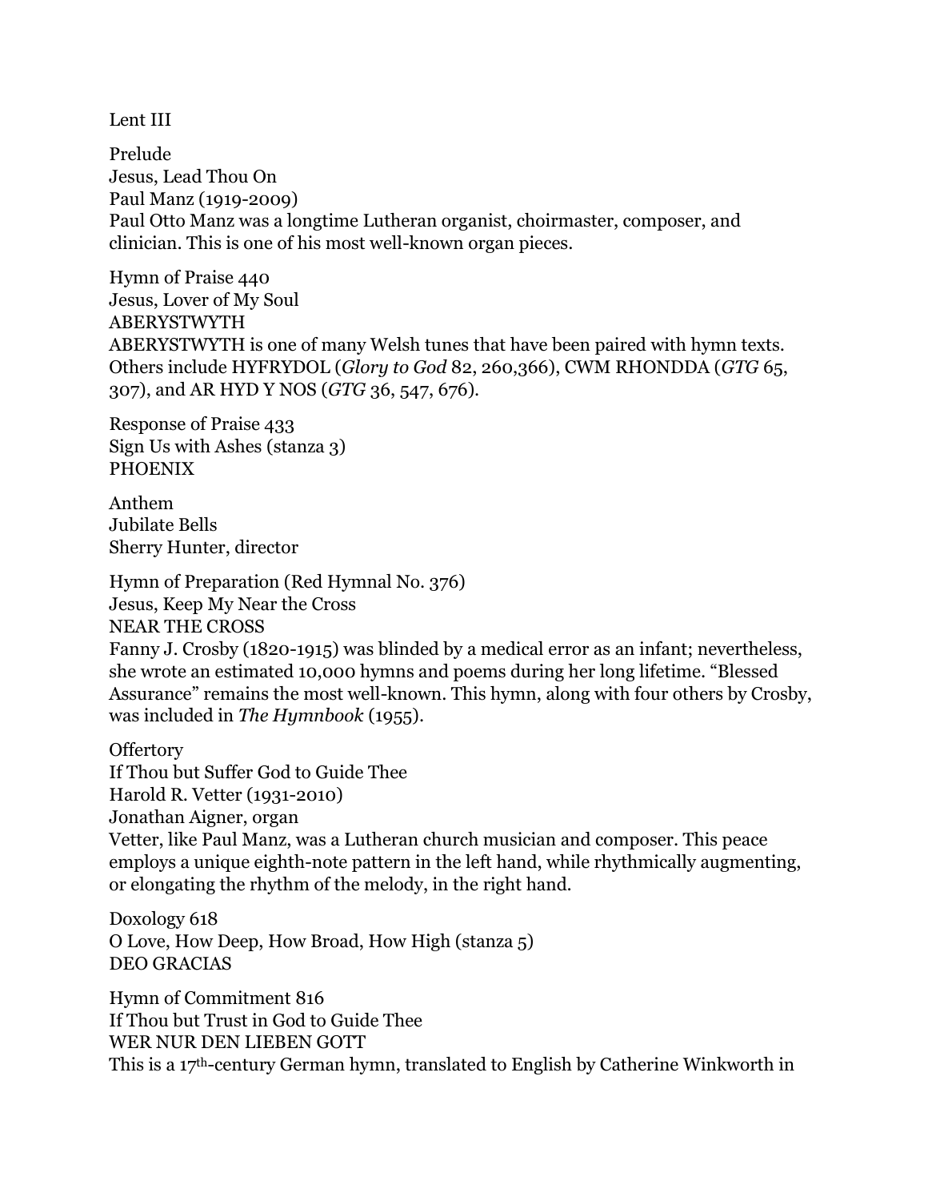Lent III

Prelude
Jesus, Lead Thou On
Paul Manz (1919-2009)
Paul Otto Manz was a longtime Lutheran organist, choirmaster, composer, and clinician. This is one of his most well-known organ pieces.

Hymn of Praise 440
Jesus, Lover of My Soul
ABERYSTWYTH
ABERYSTWYTH is one of many Welsh tunes that have been paired with hymn texts. Others include HYFRYDOL (*Glory to God* 82, 260,366), CWM RHONDDA (*GTG* 65, 307), and AR HYD Y NOS (*GTG* 36, 547, 676).

Response of Praise 433
Sign Us with Ashes (stanza 3)
PHOENIX

Anthem
Jubilate Bells
Sherry Hunter, director

Hymn of Preparation (Red Hymnal No. 376)
Jesus, Keep My Near the Cross
NEAR THE CROSS
Fanny J. Crosby (1820-1915) was blinded by a medical error as an infant; nevertheless, she wrote an estimated 10,000 hymns and poems during her long lifetime. "Blessed Assurance" remains the most well-known. This hymn, along with four others by Crosby, was included in *The Hymnbook* (1955).

Offertory
If Thou but Suffer God to Guide Thee
Harold R. Vetter (1931-2010)
Jonathan Aigner, organ
Vetter, like Paul Manz, was a Lutheran church musician and composer. This peace employs a unique eighth-note pattern in the left hand, while rhythmically augmenting, or elongating the rhythm of the melody, in the right hand.

Doxology 618
O Love, How Deep, How Broad, How High (stanza 5)
DEO GRACIAS

Hymn of Commitment 816
If Thou but Trust in God to Guide Thee
WER NUR DEN LIEBEN GOTT
This is a 17th-century German hymn, translated to English by Catherine Winkworth in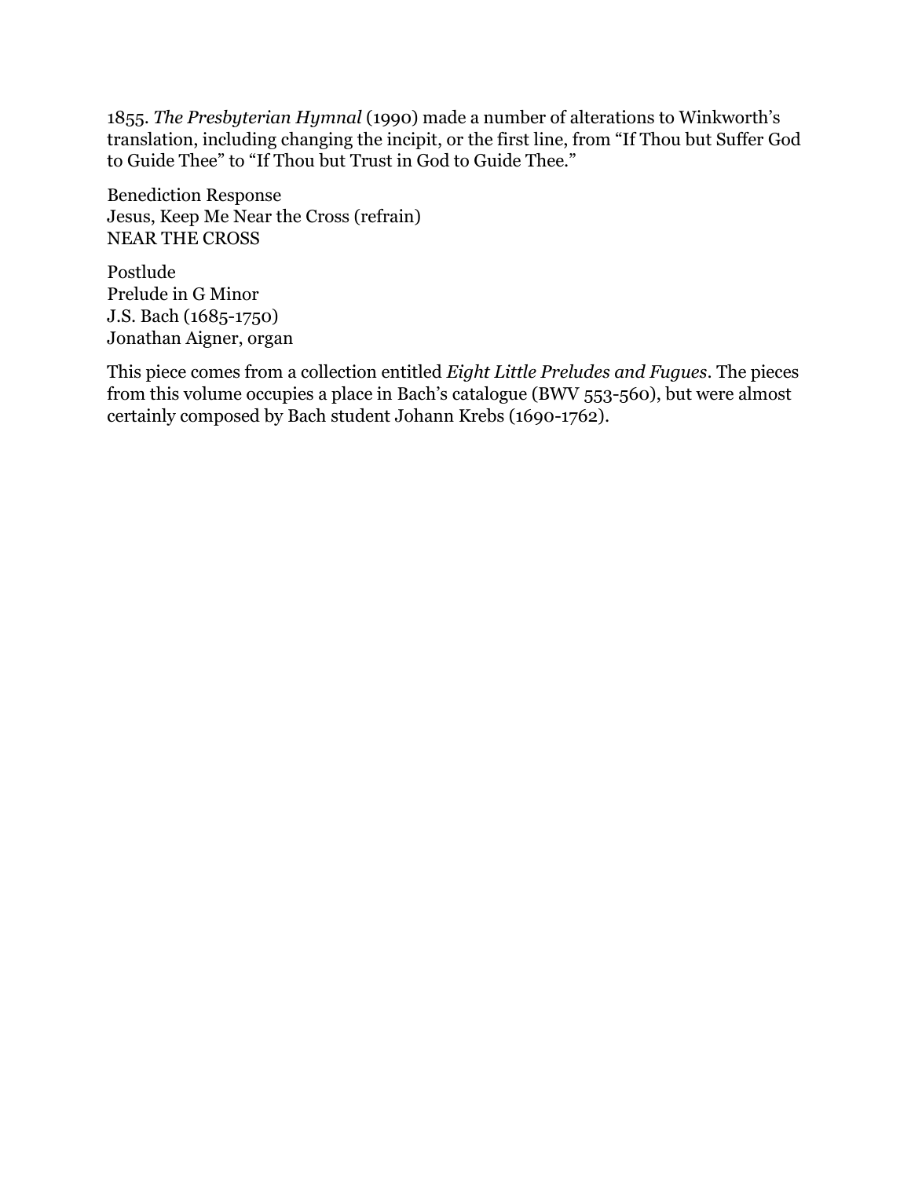1855. *The Presbyterian Hymnal* (1990) made a number of alterations to Winkworth's translation, including changing the incipit, or the first line, from "If Thou but Suffer God to Guide Thee" to "If Thou but Trust in God to Guide Thee."

Benediction Response
Jesus, Keep Me Near the Cross (refrain)
NEAR THE CROSS

Postlude
Prelude in G Minor
J.S. Bach (1685-1750)
Jonathan Aigner, organ

This piece comes from a collection entitled *Eight Little Preludes and Fugues*. The pieces from this volume occupies a place in Bach's catalogue (BWV 553-560), but were almost certainly composed by Bach student Johann Krebs (1690-1762).